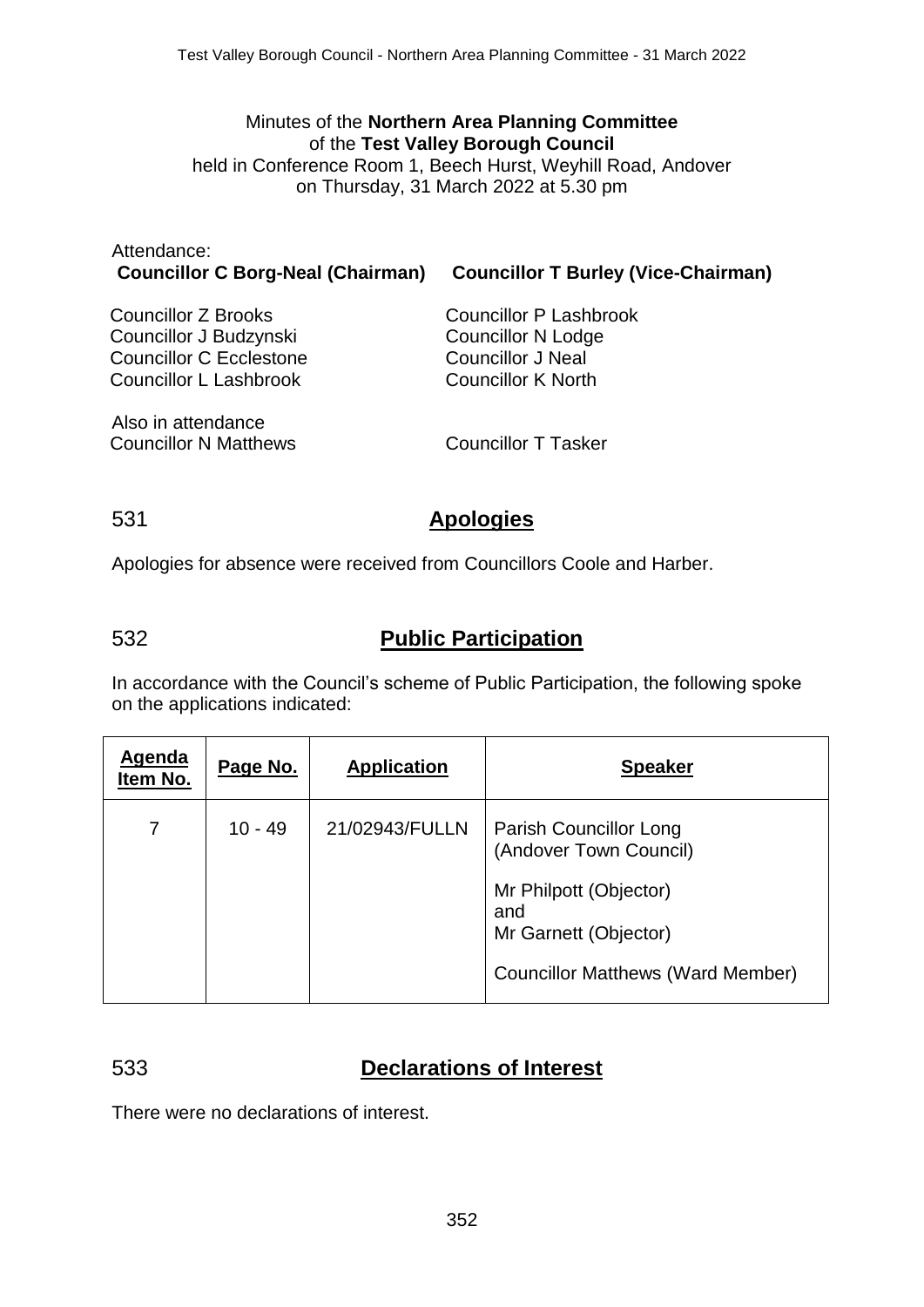Minutes of the **Northern Area Planning Committee**
of the **Test Valley Borough Council**
held in Conference Room 1, Beech Hurst, Weyhill Road, Andover
on Thursday, 31 March 2022 at 5.30 pm

Attendance:
**Councillor C Borg-Neal (Chairman)** **Councillor T Burley (Vice-Chairman)**

Councillor Z Brooks
Councillor J Budzynski
Councillor C Ecclestone
Councillor L Lashbrook
Councillor P Lashbrook
Councillor N Lodge
Councillor J Neal
Councillor K North

Also in attendance
Councillor N Matthews
Councillor T Tasker

## 531 Apologies

Apologies for absence were received from Councillors Coole and Harber.

## 532 Public Participation

In accordance with the Council's scheme of Public Participation, the following spoke on the applications indicated:

| Agenda Item No. | Page No. | Application | Speaker |
|---|---|---|---|
| 7 | 10 - 49 | 21/02943/FULLN | Parish Councillor Long (Andover Town Council)<br><br>Mr Philpott (Objector) and Mr Garnett (Objector)<br><br>Councillor Matthews (Ward Member) |

## 533 Declarations of Interest

There were no declarations of interest.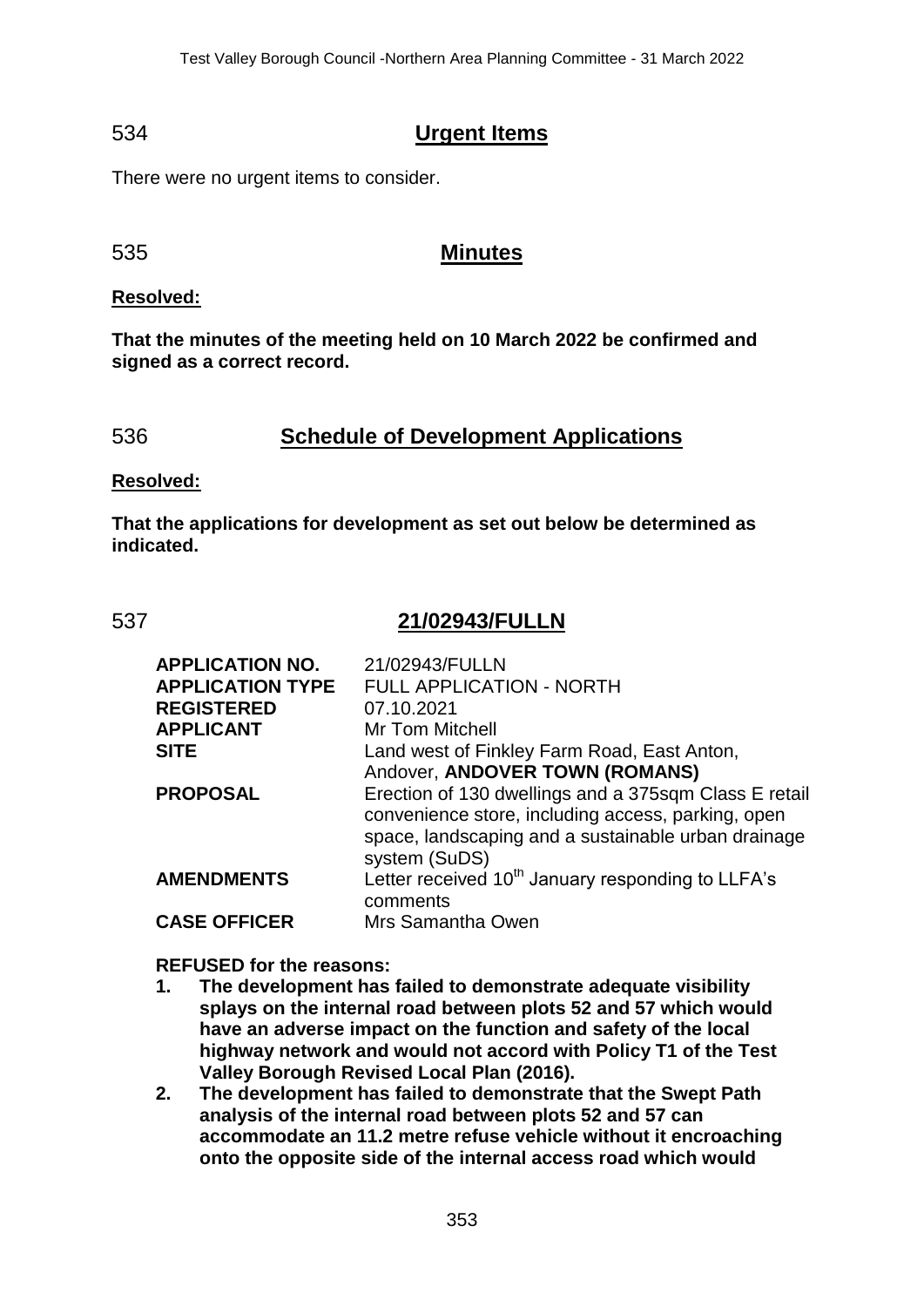## 534 Urgent Items

There were no urgent items to consider.

## 535 Minutes

**Resolved:**

**That the minutes of the meeting held on 10 March 2022 be confirmed and signed as a correct record.**

## 536 Schedule of Development Applications

**Resolved:**

**That the applications for development as set out below be determined as indicated.**

## 537 21/02943/FULLN

| | |
|---|---|
| **APPLICATION NO.** | 21/02943/FULLN |
| **APPLICATION TYPE** | FULL APPLICATION - NORTH |
| **REGISTERED** | 07.10.2021 |
| **APPLICANT** | Mr Tom Mitchell |
| **SITE** | Land west of Finkley Farm Road, East Anton, Andover, **ANDOVER TOWN (ROMANS)** |
| **PROPOSAL** | Erection of 130 dwellings and a 375sqm Class E retail convenience store, including access, parking, open space, landscaping and a sustainable urban drainage system (SuDS) |
| **AMENDMENTS** | Letter received 10th January responding to LLFA's comments |
| **CASE OFFICER** | Mrs Samantha Owen |

**REFUSED for the reasons:**

1. **The development has failed to demonstrate adequate visibility splays on the internal road between plots 52 and 57 which would have an adverse impact on the function and safety of the local highway network and would not accord with Policy T1 of the Test Valley Borough Revised Local Plan (2016).**
2. **The development has failed to demonstrate that the Swept Path analysis of the internal road between plots 52 and 57 can accommodate an 11.2 metre refuse vehicle without it encroaching onto the opposite side of the internal access road which would**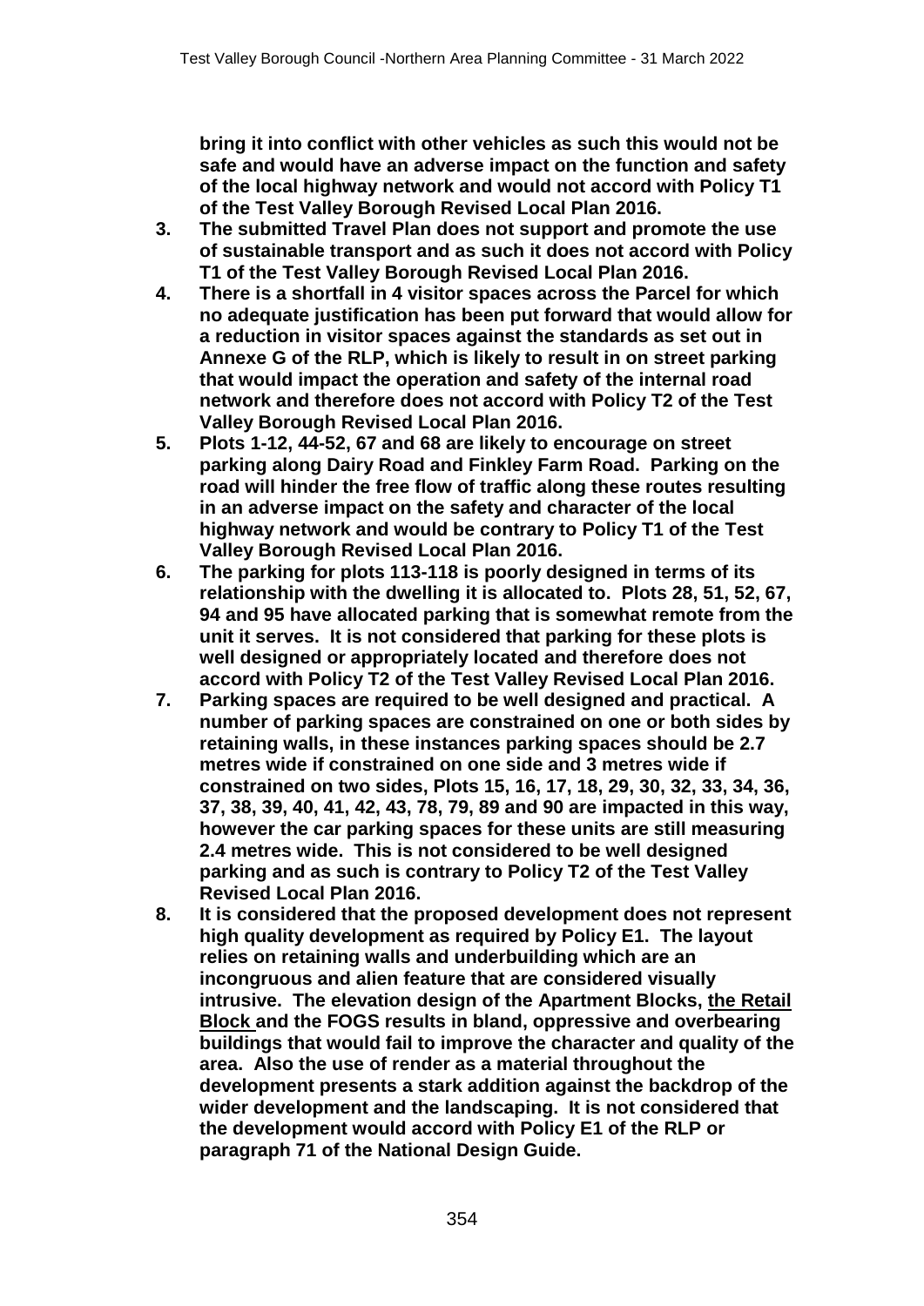**bring it into conflict with other vehicles as such this would not be safe and would have an adverse impact on the function and safety of the local highway network and would not accord with Policy T1 of the Test Valley Borough Revised Local Plan 2016.**

3. **The submitted Travel Plan does not support and promote the use of sustainable transport and as such it does not accord with Policy T1 of the Test Valley Borough Revised Local Plan 2016.**
4. **There is a shortfall in 4 visitor spaces across the Parcel for which no adequate justification has been put forward that would allow for a reduction in visitor spaces against the standards as set out in Annexe G of the RLP, which is likely to result in on street parking that would impact the operation and safety of the internal road network and therefore does not accord with Policy T2 of the Test Valley Borough Revised Local Plan 2016.**
5. **Plots 1-12, 44-52, 67 and 68 are likely to encourage on street parking along Dairy Road and Finkley Farm Road. Parking on the road will hinder the free flow of traffic along these routes resulting in an adverse impact on the safety and character of the local highway network and would be contrary to Policy T1 of the Test Valley Borough Revised Local Plan 2016.**
6. **The parking for plots 113-118 is poorly designed in terms of its relationship with the dwelling it is allocated to. Plots 28, 51, 52, 67, 94 and 95 have allocated parking that is somewhat remote from the unit it serves. It is not considered that parking for these plots is well designed or appropriately located and therefore does not accord with Policy T2 of the Test Valley Revised Local Plan 2016.**
7. **Parking spaces are required to be well designed and practical. A number of parking spaces are constrained on one or both sides by retaining walls, in these instances parking spaces should be 2.7 metres wide if constrained on one side and 3 metres wide if constrained on two sides, Plots 15, 16, 17, 18, 29, 30, 32, 33, 34, 36, 37, 38, 39, 40, 41, 42, 43, 78, 79, 89 and 90 are impacted in this way, however the car parking spaces for these units are still measuring 2.4 metres wide. This is not considered to be well designed parking and as such is contrary to Policy T2 of the Test Valley Revised Local Plan 2016.**
8. **It is considered that the proposed development does not represent high quality development as required by Policy E1. The layout relies on retaining walls and underbuilding which are an incongruous and alien feature that are considered visually intrusive. The elevation design of the Apartment Blocks, <u>the Retail Block</u> and the FOGS results in bland, oppressive and overbearing buildings that would fail to improve the character and quality of the area. Also the use of render as a material throughout the development presents a stark addition against the backdrop of the wider development and the landscaping. It is not considered that the development would accord with Policy E1 of the RLP or paragraph 71 of the National Design Guide.**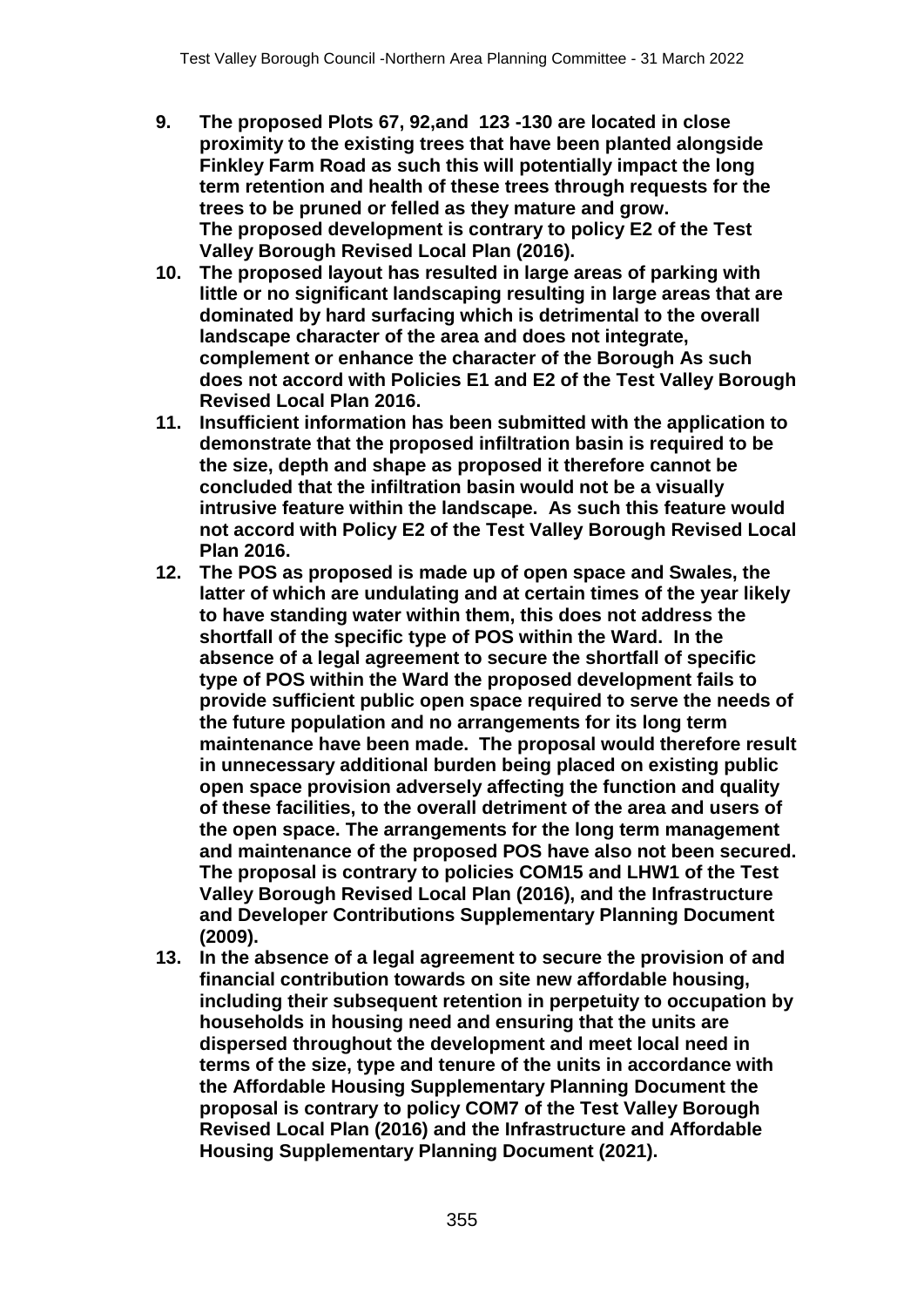9. **The proposed Plots 67, 92,and 123 -130 are located in close proximity to the existing trees that have been planted alongside Finkley Farm Road as such this will potentially impact the long term retention and health of these trees through requests for the trees to be pruned or felled as they mature and grow. The proposed development is contrary to policy E2 of the Test Valley Borough Revised Local Plan (2016).**
10. **The proposed layout has resulted in large areas of parking with little or no significant landscaping resulting in large areas that are dominated by hard surfacing which is detrimental to the overall landscape character of the area and does not integrate, complement or enhance the character of the Borough As such does not accord with Policies E1 and E2 of the Test Valley Borough Revised Local Plan 2016.**
11. **Insufficient information has been submitted with the application to demonstrate that the proposed infiltration basin is required to be the size, depth and shape as proposed it therefore cannot be concluded that the infiltration basin would not be a visually intrusive feature within the landscape. As such this feature would not accord with Policy E2 of the Test Valley Borough Revised Local Plan 2016.**
12. **The POS as proposed is made up of open space and Swales, the latter of which are undulating and at certain times of the year likely to have standing water within them, this does not address the shortfall of the specific type of POS within the Ward. In the absence of a legal agreement to secure the shortfall of specific type of POS within the Ward the proposed development fails to provide sufficient public open space required to serve the needs of the future population and no arrangements for its long term maintenance have been made. The proposal would therefore result in unnecessary additional burden being placed on existing public open space provision adversely affecting the function and quality of these facilities, to the overall detriment of the area and users of the open space. The arrangements for the long term management and maintenance of the proposed POS have also not been secured. The proposal is contrary to policies COM15 and LHW1 of the Test Valley Borough Revised Local Plan (2016), and the Infrastructure and Developer Contributions Supplementary Planning Document (2009).**
13. **In the absence of a legal agreement to secure the provision of and financial contribution towards on site new affordable housing, including their subsequent retention in perpetuity to occupation by households in housing need and ensuring that the units are dispersed throughout the development and meet local need in terms of the size, type and tenure of the units in accordance with the Affordable Housing Supplementary Planning Document the proposal is contrary to policy COM7 of the Test Valley Borough Revised Local Plan (2016) and the Infrastructure and Affordable Housing Supplementary Planning Document (2021).**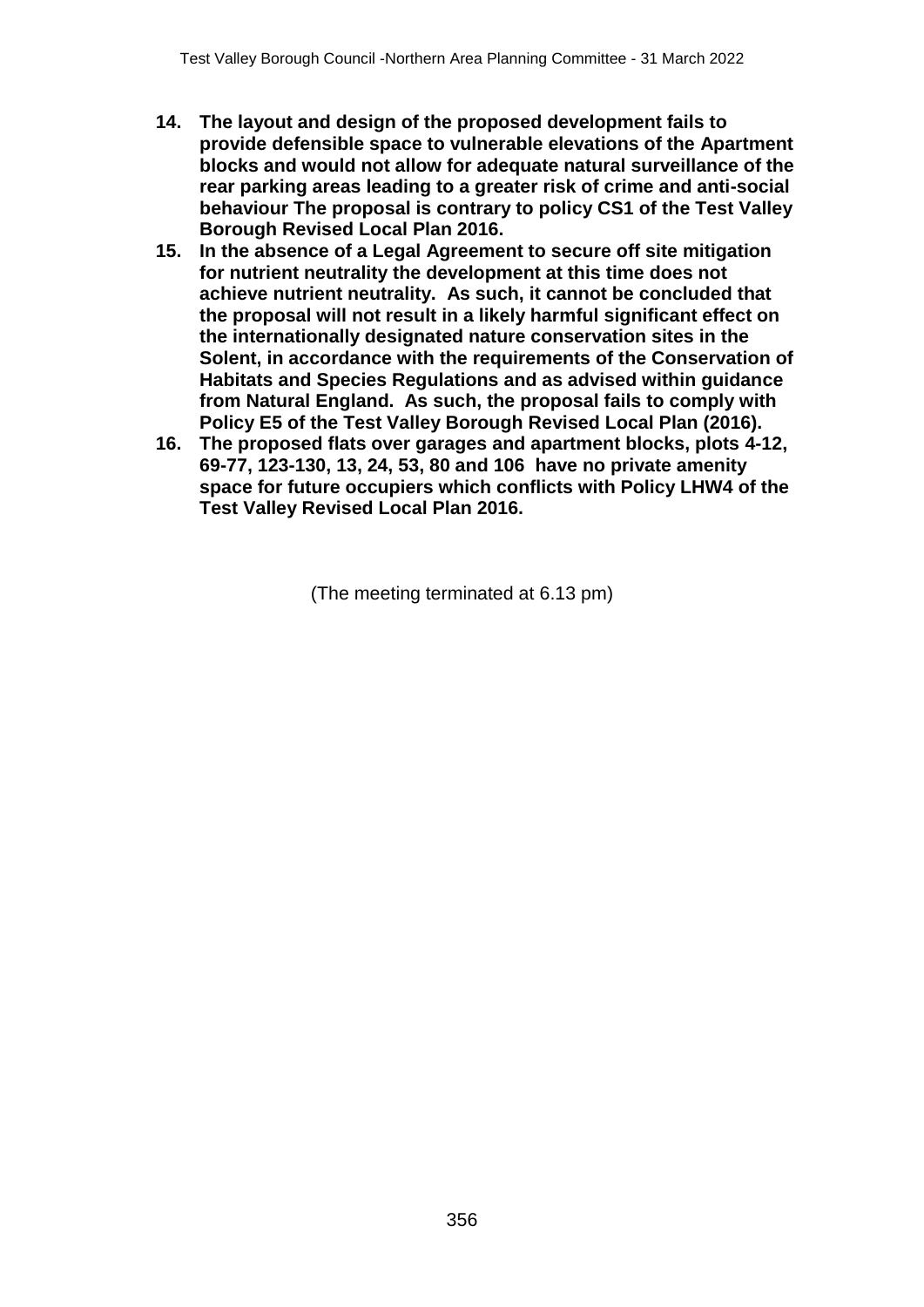14. **The layout and design of the proposed development fails to provide defensible space to vulnerable elevations of the Apartment blocks and would not allow for adequate natural surveillance of the rear parking areas leading to a greater risk of crime and anti-social behaviour The proposal is contrary to policy CS1 of the Test Valley Borough Revised Local Plan 2016.**
15. **In the absence of a Legal Agreement to secure off site mitigation for nutrient neutrality the development at this time does not achieve nutrient neutrality. As such, it cannot be concluded that the proposal will not result in a likely harmful significant effect on the internationally designated nature conservation sites in the Solent, in accordance with the requirements of the Conservation of Habitats and Species Regulations and as advised within guidance from Natural England. As such, the proposal fails to comply with Policy E5 of the Test Valley Borough Revised Local Plan (2016).**
16. **The proposed flats over garages and apartment blocks, plots 4-12, 69-77, 123-130, 13, 24, 53, 80 and 106 have no private amenity space for future occupiers which conflicts with Policy LHW4 of the Test Valley Revised Local Plan 2016.**

(The meeting terminated at 6.13 pm)